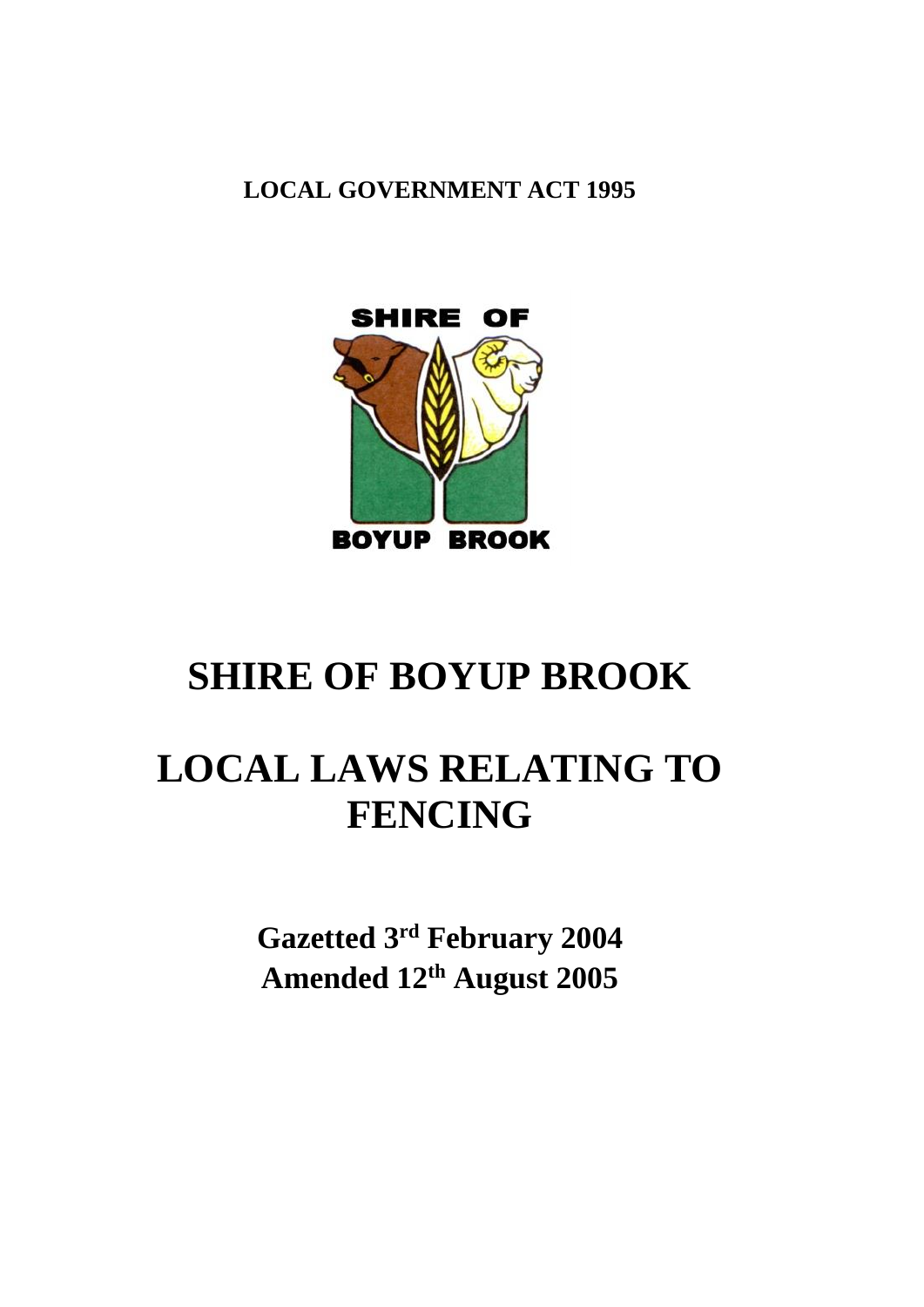**LOCAL GOVERNMENT ACT 1995**

SHIRE OF

BOYUP BROOK

# SHIRE OF BOYUP BROOK

# LOCAL LAWS RELATING TO FENCING

**Gazetted 3rd February 2004**
**Amended 12th August 2005**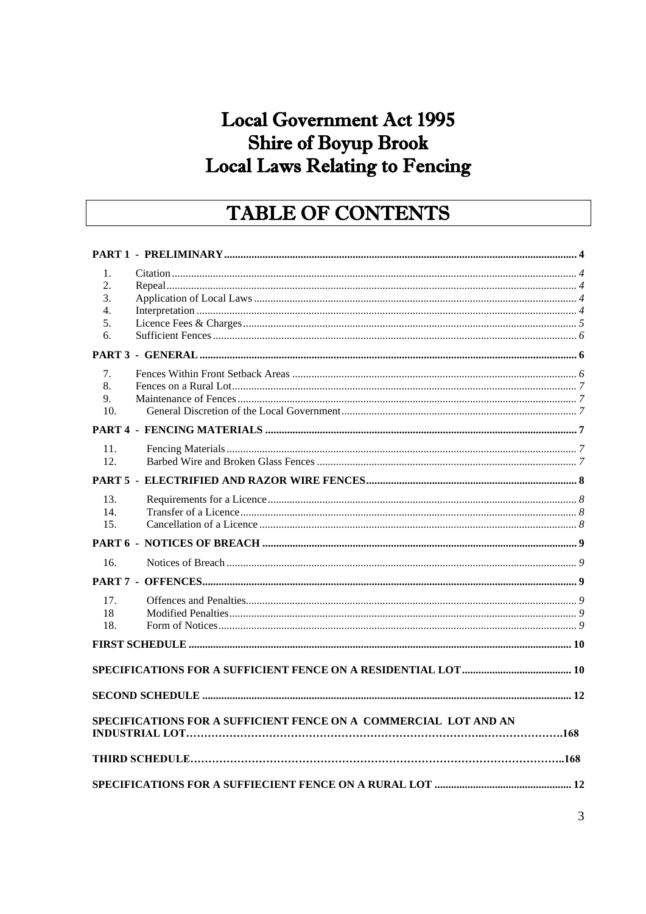# Local Government Act 1995
# Shire of Boyup Brook
# Local Laws Relating to Fencing

## TABLE OF CONTENTS

**PART 1 - PRELIMINARY** .......... **4**

1. Citation .......... *4*
2. Repeal .......... *4*
3. Application of Local Laws .......... *4*
4. Interpretation .......... *4*
5. Licence Fees & Charges .......... *5*
6. Sufficient Fences .......... *6*

**PART 3 - GENERAL** .......... **6**

7. Fences Within Front Setback Areas .......... *6*
8. Fences on a Rural Lot .......... *7*
9. Maintenance of Fences .......... *7*
10. General Discretion of the Local Government .......... *7*

**PART 4 - FENCING MATERIALS** .......... **7**

11. Fencing Materials .......... *7*
12. Barbed Wire and Broken Glass Fences .......... *7*

**PART 5 - ELECTRIFIED AND RAZOR WIRE FENCES** .......... **8**

13. Requirements for a Licence .......... *8*
14. Transfer of a Licence .......... *8*
15. Cancellation of a Licence .......... *8*

**PART 6 - NOTICES OF BREACH** .......... **9**

16. Notices of Breach .......... *9*

**PART 7 - OFFENCES** .......... **9**

17. Offences and Penalties .......... *9*

18 Modified Penalties .......... *9*

18. Form of Notices .......... *9*

**FIRST SCHEDULE** .......... **10**

**SPECIFICATIONS FOR A SUFFICIENT FENCE ON A RESIDENTIAL LOT** .......... **10**

**SECOND SCHEDULE** .......... **12**

**SPECIFICATIONS FOR A SUFFICIENT FENCE ON A COMMERCIAL LOT AND AN INDUSTRIAL LOT** .......... **168**

**THIRD SCHEDULE** .......... **168**

**SPECIFICATIONS FOR A SUFFIECIENT FENCE ON A RURAL LOT** .......... **12**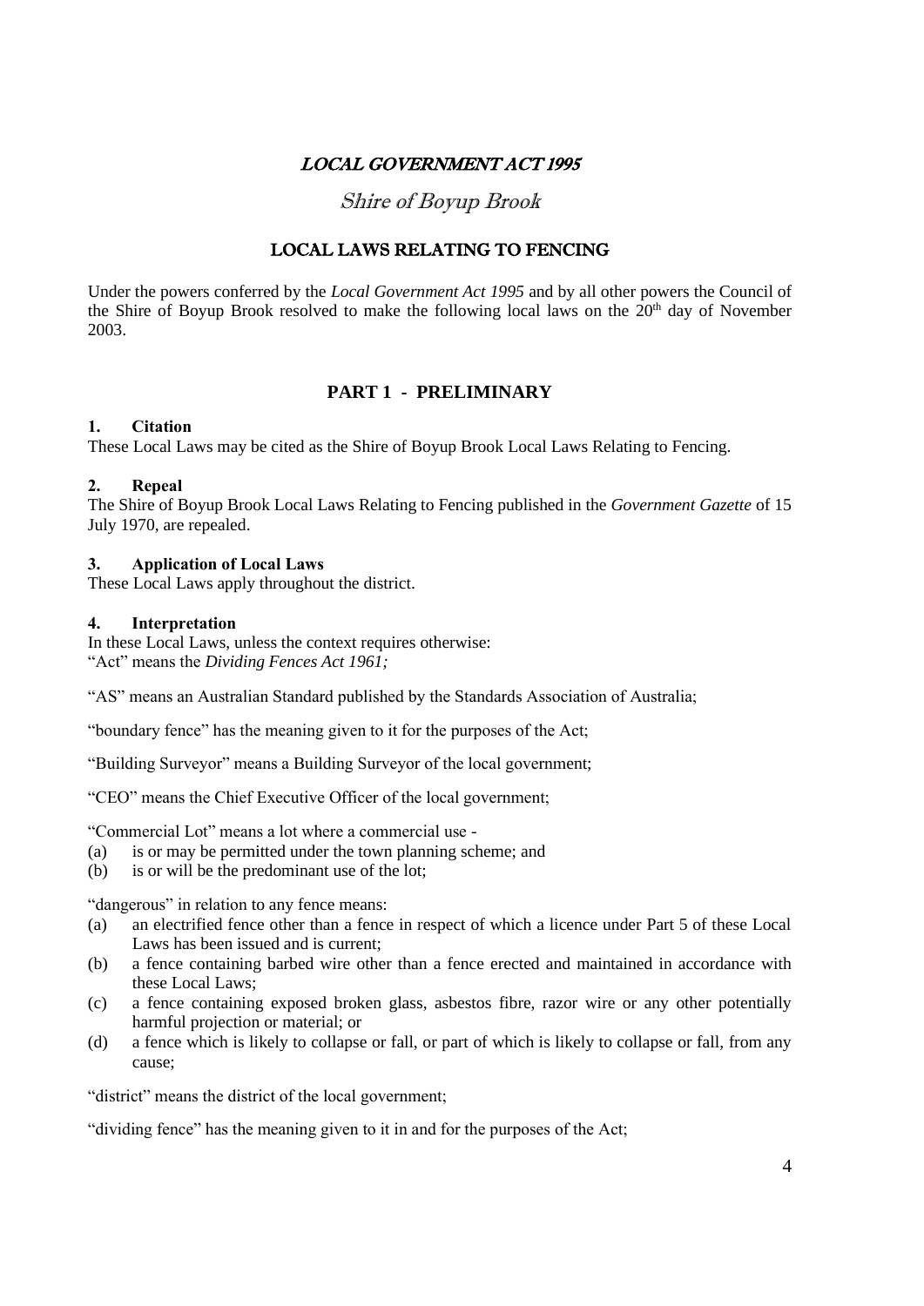# *LOCAL GOVERNMENT ACT 1995*

## *Shire of Boyup Brook*

## LOCAL LAWS RELATING TO FENCING

Under the powers conferred by the *Local Government Act 1995* and by all other powers the Council of the Shire of Boyup Brook resolved to make the following local laws on the 20th day of November 2003.

## PART 1 - PRELIMINARY

### 1. Citation

These Local Laws may be cited as the Shire of Boyup Brook Local Laws Relating to Fencing.

### 2. Repeal

The Shire of Boyup Brook Local Laws Relating to Fencing published in the *Government Gazette* of 15 July 1970, are repealed.

### 3. Application of Local Laws

These Local Laws apply throughout the district.

### 4. Interpretation

In these Local Laws, unless the context requires otherwise:
"Act" means the *Dividing Fences Act 1961;*

"AS" means an Australian Standard published by the Standards Association of Australia;

"boundary fence" has the meaning given to it for the purposes of the Act;

"Building Surveyor" means a Building Surveyor of the local government;

"CEO" means the Chief Executive Officer of the local government;

"Commercial Lot" means a lot where a commercial use -
- (a) is or may be permitted under the town planning scheme; and
- (b) is or will be the predominant use of the lot;

"dangerous" in relation to any fence means:
- (a) an electrified fence other than a fence in respect of which a licence under Part 5 of these Local Laws has been issued and is current;
- (b) a fence containing barbed wire other than a fence erected and maintained in accordance with these Local Laws;
- (c) a fence containing exposed broken glass, asbestos fibre, razor wire or any other potentially harmful projection or material; or
- (d) a fence which is likely to collapse or fall, or part of which is likely to collapse or fall, from any cause;

"district" means the district of the local government;

"dividing fence" has the meaning given to it in and for the purposes of the Act;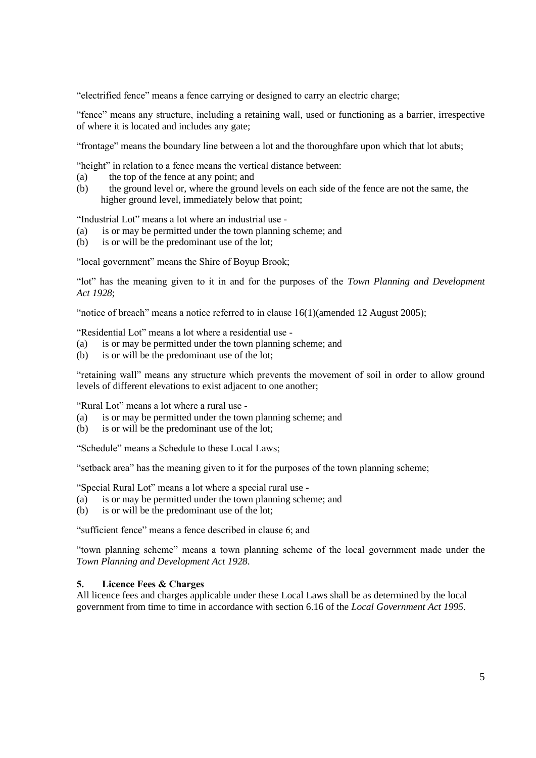"electrified fence" means a fence carrying or designed to carry an electric charge;

"fence" means any structure, including a retaining wall, used or functioning as a barrier, irrespective of where it is located and includes any gate;

"frontage" means the boundary line between a lot and the thoroughfare upon which that lot abuts;

"height" in relation to a fence means the vertical distance between:
(a) the top of the fence at any point; and
(b) the ground level or, where the ground levels on each side of the fence are not the same, the higher ground level, immediately below that point;

"Industrial Lot" means a lot where an industrial use -
(a) is or may be permitted under the town planning scheme; and
(b) is or will be the predominant use of the lot;

"local government" means the Shire of Boyup Brook;

"lot" has the meaning given to it in and for the purposes of the *Town Planning and Development Act 1928*;

"notice of breach" means a notice referred to in clause 16(1)(amended 12 August 2005);

"Residential Lot" means a lot where a residential use -
(a) is or may be permitted under the town planning scheme; and
(b) is or will be the predominant use of the lot;

"retaining wall" means any structure which prevents the movement of soil in order to allow ground levels of different elevations to exist adjacent to one another;

"Rural Lot" means a lot where a rural use -
(a) is or may be permitted under the town planning scheme; and
(b) is or will be the predominant use of the lot;

"Schedule" means a Schedule to these Local Laws;

"setback area" has the meaning given to it for the purposes of the town planning scheme;

"Special Rural Lot" means a lot where a special rural use -
(a) is or may be permitted under the town planning scheme; and
(b) is or will be the predominant use of the lot;

"sufficient fence" means a fence described in clause 6; and

"town planning scheme" means a town planning scheme of the local government made under the *Town Planning and Development Act 1928*.

**5. Licence Fees & Charges**

All licence fees and charges applicable under these Local Laws shall be as determined by the local government from time to time in accordance with section 6.16 of the *Local Government Act 1995*.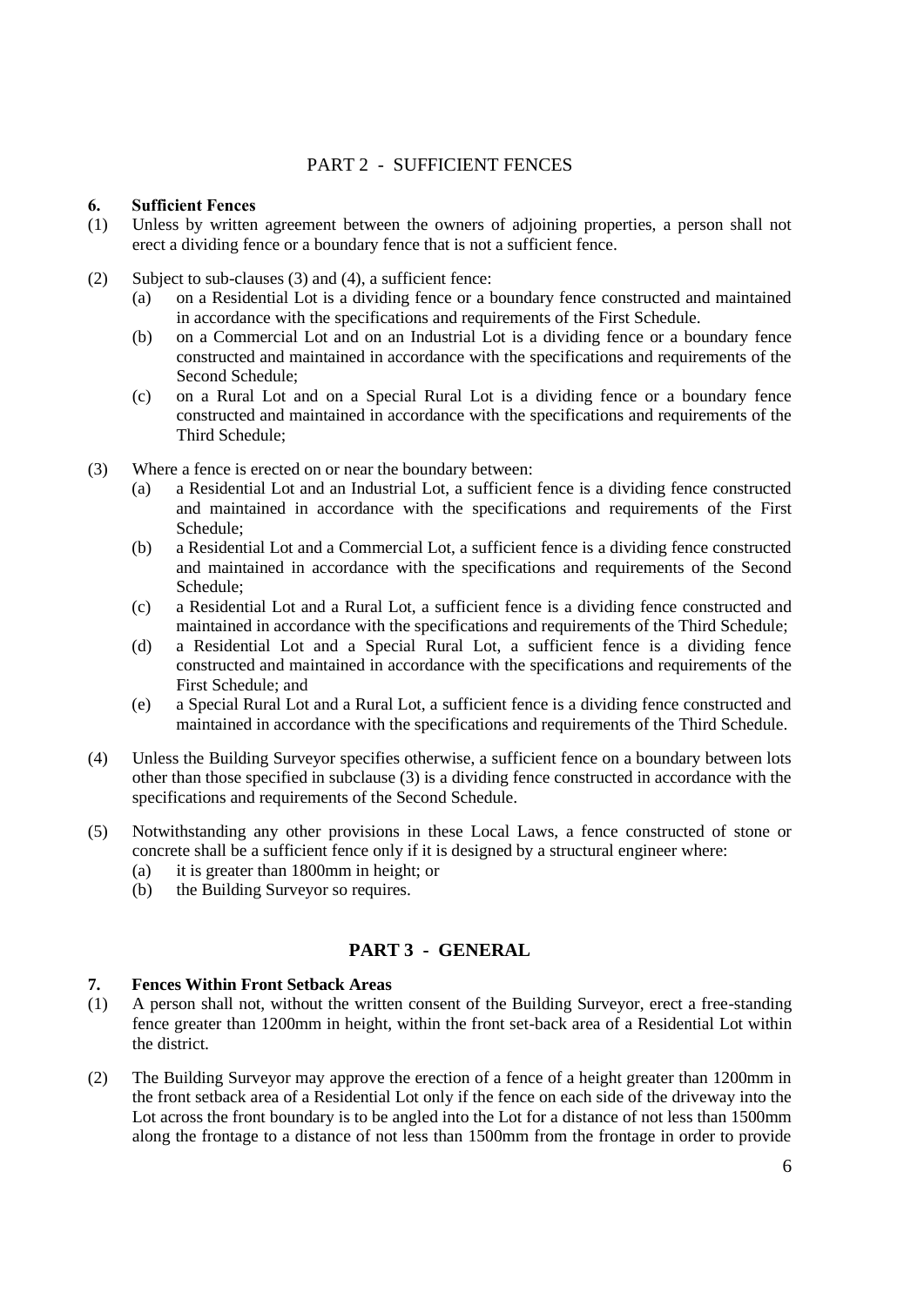## PART 2 - SUFFICIENT FENCES

### 6. Sufficient Fences

(1) Unless by written agreement between the owners of adjoining properties, a person shall not erect a dividing fence or a boundary fence that is not a sufficient fence.

(2) Subject to sub-clauses (3) and (4), a sufficient fence:

   (a) on a Residential Lot is a dividing fence or a boundary fence constructed and maintained in accordance with the specifications and requirements of the First Schedule.

   (b) on a Commercial Lot and on an Industrial Lot is a dividing fence or a boundary fence constructed and maintained in accordance with the specifications and requirements of the Second Schedule;

   (c) on a Rural Lot and on a Special Rural Lot is a dividing fence or a boundary fence constructed and maintained in accordance with the specifications and requirements of the Third Schedule;

(3) Where a fence is erected on or near the boundary between:

   (a) a Residential Lot and an Industrial Lot, a sufficient fence is a dividing fence constructed and maintained in accordance with the specifications and requirements of the First Schedule;

   (b) a Residential Lot and a Commercial Lot, a sufficient fence is a dividing fence constructed and maintained in accordance with the specifications and requirements of the Second Schedule;

   (c) a Residential Lot and a Rural Lot, a sufficient fence is a dividing fence constructed and maintained in accordance with the specifications and requirements of the Third Schedule;

   (d) a Residential Lot and a Special Rural Lot, a sufficient fence is a dividing fence constructed and maintained in accordance with the specifications and requirements of the First Schedule; and

   (e) a Special Rural Lot and a Rural Lot, a sufficient fence is a dividing fence constructed and maintained in accordance with the specifications and requirements of the Third Schedule.

(4) Unless the Building Surveyor specifies otherwise, a sufficient fence on a boundary between lots other than those specified in subclause (3) is a dividing fence constructed in accordance with the specifications and requirements of the Second Schedule.

(5) Notwithstanding any other provisions in these Local Laws, a fence constructed of stone or concrete shall be a sufficient fence only if it is designed by a structural engineer where:

   (a) it is greater than 1800mm in height; or

   (b) the Building Surveyor so requires.

## PART 3 - GENERAL

### 7. Fences Within Front Setback Areas

(1) A person shall not, without the written consent of the Building Surveyor, erect a free-standing fence greater than 1200mm in height, within the front set-back area of a Residential Lot within the district.

(2) The Building Surveyor may approve the erection of a fence of a height greater than 1200mm in the front setback area of a Residential Lot only if the fence on each side of the driveway into the Lot across the front boundary is to be angled into the Lot for a distance of not less than 1500mm along the frontage to a distance of not less than 1500mm from the frontage in order to provide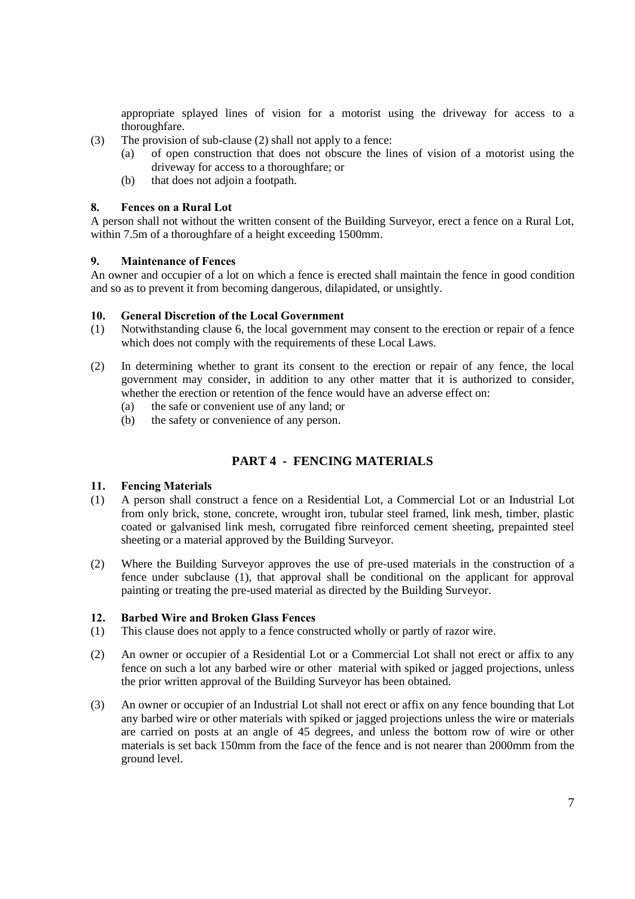appropriate splayed lines of vision for a motorist using the driveway for access to a thoroughfare.

(3) The provision of sub-clause (2) shall not apply to a fence:
  (a) of open construction that does not obscure the lines of vision of a motorist using the driveway for access to a thoroughfare; or
  (b) that does not adjoin a footpath.

**8. Fences on a Rural Lot**

A person shall not without the written consent of the Building Surveyor, erect a fence on a Rural Lot, within 7.5m of a thoroughfare of a height exceeding 1500mm.

**9. Maintenance of Fences**

An owner and occupier of a lot on which a fence is erected shall maintain the fence in good condition and so as to prevent it from becoming dangerous, dilapidated, or unsightly.

**10. General Discretion of the Local Government**

(1) Notwithstanding clause 6, the local government may consent to the erection or repair of a fence which does not comply with the requirements of these Local Laws.

(2) In determining whether to grant its consent to the erection or repair of any fence, the local government may consider, in addition to any other matter that it is authorized to consider, whether the erection or retention of the fence would have an adverse effect on:
  (a) the safe or convenient use of any land; or
  (b) the safety or convenience of any person.

## PART 4 - FENCING MATERIALS

**11. Fencing Materials**

(1) A person shall construct a fence on a Residential Lot, a Commercial Lot or an Industrial Lot from only brick, stone, concrete, wrought iron, tubular steel framed, link mesh, timber, plastic coated or galvanised link mesh, corrugated fibre reinforced cement sheeting, prepainted steel sheeting or a material approved by the Building Surveyor.

(2) Where the Building Surveyor approves the use of pre-used materials in the construction of a fence under subclause (1), that approval shall be conditional on the applicant for approval painting or treating the pre-used material as directed by the Building Surveyor.

**12. Barbed Wire and Broken Glass Fences**

(1) This clause does not apply to a fence constructed wholly or partly of razor wire.

(2) An owner or occupier of a Residential Lot or a Commercial Lot shall not erect or affix to any fence on such a lot any barbed wire or other material with spiked or jagged projections, unless the prior written approval of the Building Surveyor has been obtained.

(3) An owner or occupier of an Industrial Lot shall not erect or affix on any fence bounding that Lot any barbed wire or other materials with spiked or jagged projections unless the wire or materials are carried on posts at an angle of 45 degrees, and unless the bottom row of wire or other materials is set back 150mm from the face of the fence and is not nearer than 2000mm from the ground level.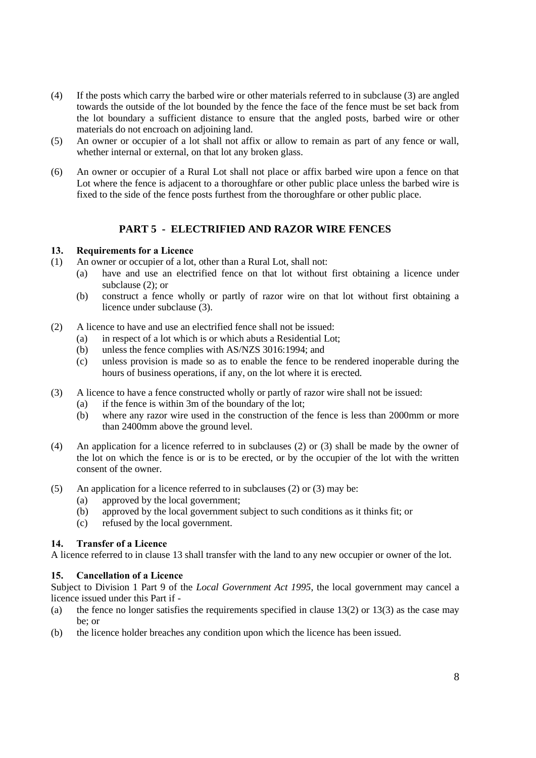(4) If the posts which carry the barbed wire or other materials referred to in subclause (3) are angled towards the outside of the lot bounded by the fence the face of the fence must be set back from the lot boundary a sufficient distance to ensure that the angled posts, barbed wire or other materials do not encroach on adjoining land.

(5) An owner or occupier of a lot shall not affix or allow to remain as part of any fence or wall, whether internal or external, on that lot any broken glass.

(6) An owner or occupier of a Rural Lot shall not place or affix barbed wire upon a fence on that Lot where the fence is adjacent to a thoroughfare or other public place unless the barbed wire is fixed to the side of the fence posts furthest from the thoroughfare or other public place.

## PART 5 - ELECTRIFIED AND RAZOR WIRE FENCES

### 13. Requirements for a Licence

(1) An owner or occupier of a lot, other than a Rural Lot, shall not:
   - (a) have and use an electrified fence on that lot without first obtaining a licence under subclause (2); or
   - (b) construct a fence wholly or partly of razor wire on that lot without first obtaining a licence under subclause (3).

(2) A licence to have and use an electrified fence shall not be issued:
   - (a) in respect of a lot which is or which abuts a Residential Lot;
   - (b) unless the fence complies with AS/NZS 3016:1994; and
   - (c) unless provision is made so as to enable the fence to be rendered inoperable during the hours of business operations, if any, on the lot where it is erected.

(3) A licence to have a fence constructed wholly or partly of razor wire shall not be issued:
   - (a) if the fence is within 3m of the boundary of the lot;
   - (b) where any razor wire used in the construction of the fence is less than 2000mm or more than 2400mm above the ground level.

(4) An application for a licence referred to in subclauses (2) or (3) shall be made by the owner of the lot on which the fence is or is to be erected, or by the occupier of the lot with the written consent of the owner.

(5) An application for a licence referred to in subclauses (2) or (3) may be:
   - (a) approved by the local government;
   - (b) approved by the local government subject to such conditions as it thinks fit; or
   - (c) refused by the local government.

### 14. Transfer of a Licence

A licence referred to in clause 13 shall transfer with the land to any new occupier or owner of the lot.

### 15. Cancellation of a Licence

Subject to Division 1 Part 9 of the *Local Government Act 1995*, the local government may cancel a licence issued under this Part if -

(a) the fence no longer satisfies the requirements specified in clause 13(2) or 13(3) as the case may be; or

(b) the licence holder breaches any condition upon which the licence has been issued.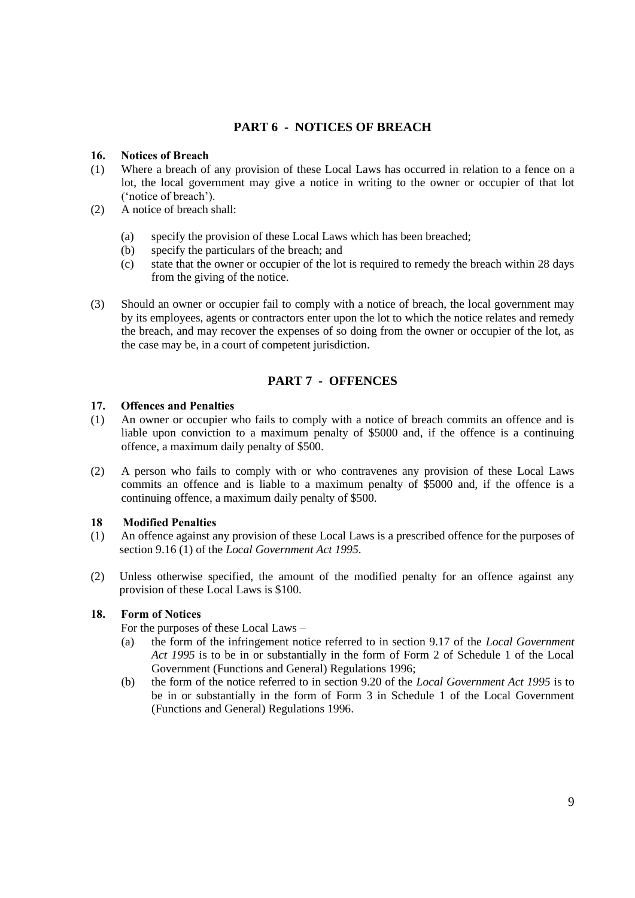## PART 6 - NOTICES OF BREACH

**16. Notices of Breach**

(1) Where a breach of any provision of these Local Laws has occurred in relation to a fence on a lot, the local government may give a notice in writing to the owner or occupier of that lot ('notice of breach').

(2) A notice of breach shall:

  (a) specify the provision of these Local Laws which has been breached;
  (b) specify the particulars of the breach; and
  (c) state that the owner or occupier of the lot is required to remedy the breach within 28 days from the giving of the notice.

(3) Should an owner or occupier fail to comply with a notice of breach, the local government may by its employees, agents or contractors enter upon the lot to which the notice relates and remedy the breach, and may recover the expenses of so doing from the owner or occupier of the lot, as the case may be, in a court of competent jurisdiction.

## PART 7 - OFFENCES

**17. Offences and Penalties**

(1) An owner or occupier who fails to comply with a notice of breach commits an offence and is liable upon conviction to a maximum penalty of $5000 and, if the offence is a continuing offence, a maximum daily penalty of $500.

(2) A person who fails to comply with or who contravenes any provision of these Local Laws commits an offence and is liable to a maximum penalty of $5000 and, if the offence is a continuing offence, a maximum daily penalty of $500.

**18 Modified Penalties**

(1) An offence against any provision of these Local Laws is a prescribed offence for the purposes of section 9.16 (1) of the *Local Government Act 1995*.

(2) Unless otherwise specified, the amount of the modified penalty for an offence against any provision of these Local Laws is $100.

**18. Form of Notices**

For the purposes of these Local Laws –

  (a) the form of the infringement notice referred to in section 9.17 of the *Local Government Act 1995* is to be in or substantially in the form of Form 2 of Schedule 1 of the Local Government (Functions and General) Regulations 1996;
  (b) the form of the notice referred to in section 9.20 of the *Local Government Act 1995* is to be in or substantially in the form of Form 3 in Schedule 1 of the Local Government (Functions and General) Regulations 1996.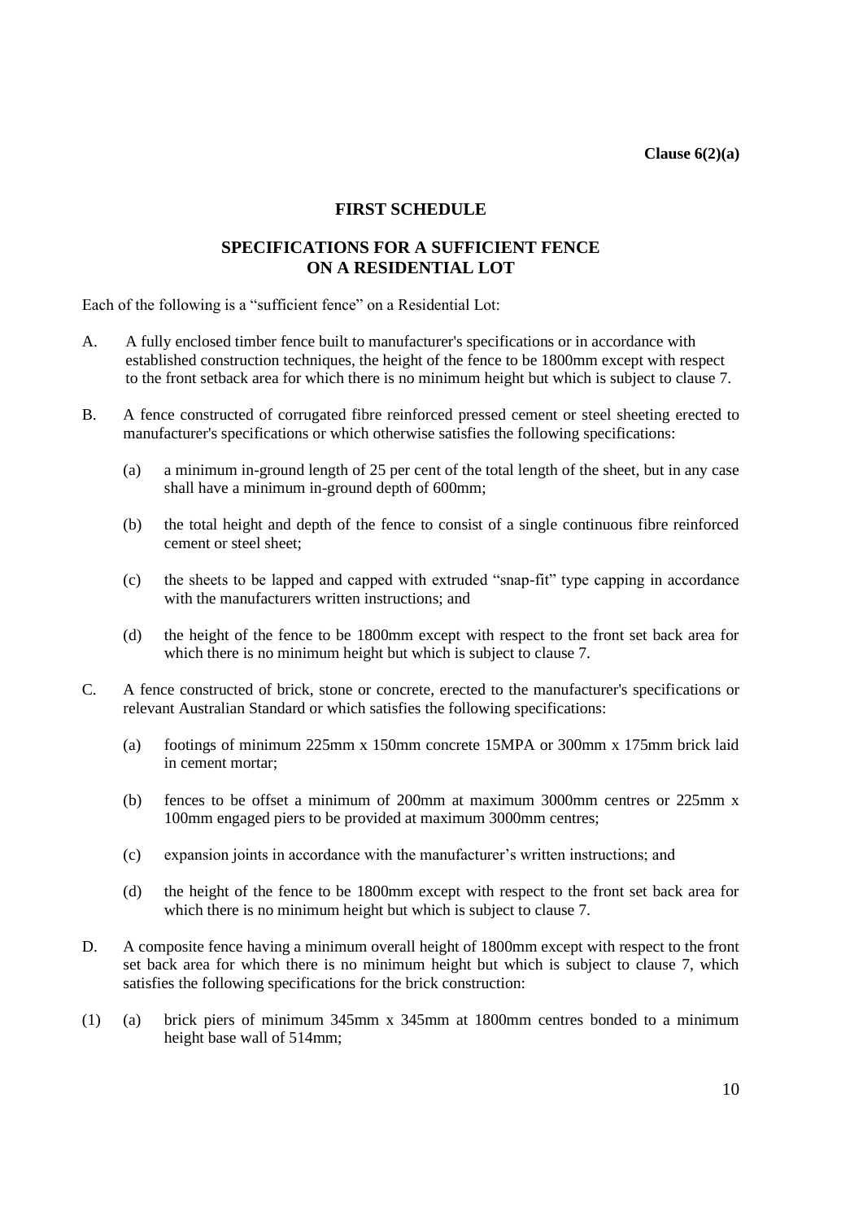**Clause 6(2)(a)**

## FIRST SCHEDULE

## SPECIFICATIONS FOR A SUFFICIENT FENCE ON A RESIDENTIAL LOT

Each of the following is a "sufficient fence" on a Residential Lot:

A. A fully enclosed timber fence built to manufacturer's specifications or in accordance with established construction techniques, the height of the fence to be 1800mm except with respect to the front setback area for which there is no minimum height but which is subject to clause 7.

B. A fence constructed of corrugated fibre reinforced pressed cement or steel sheeting erected to manufacturer's specifications or which otherwise satisfies the following specifications:

   (a) a minimum in-ground length of 25 per cent of the total length of the sheet, but in any case shall have a minimum in-ground depth of 600mm;

   (b) the total height and depth of the fence to consist of a single continuous fibre reinforced cement or steel sheet;

   (c) the sheets to be lapped and capped with extruded "snap-fit" type capping in accordance with the manufacturers written instructions; and

   (d) the height of the fence to be 1800mm except with respect to the front set back area for which there is no minimum height but which is subject to clause 7.

C. A fence constructed of brick, stone or concrete, erected to the manufacturer's specifications or relevant Australian Standard or which satisfies the following specifications:

   (a) footings of minimum 225mm x 150mm concrete 15MPA or 300mm x 175mm brick laid in cement mortar;

   (b) fences to be offset a minimum of 200mm at maximum 3000mm centres or 225mm x 100mm engaged piers to be provided at maximum 3000mm centres;

   (c) expansion joints in accordance with the manufacturer's written instructions; and

   (d) the height of the fence to be 1800mm except with respect to the front set back area for which there is no minimum height but which is subject to clause 7.

D. A composite fence having a minimum overall height of 1800mm except with respect to the front set back area for which there is no minimum height but which is subject to clause 7, which satisfies the following specifications for the brick construction:

(1) (a) brick piers of minimum 345mm x 345mm at 1800mm centres bonded to a minimum height base wall of 514mm;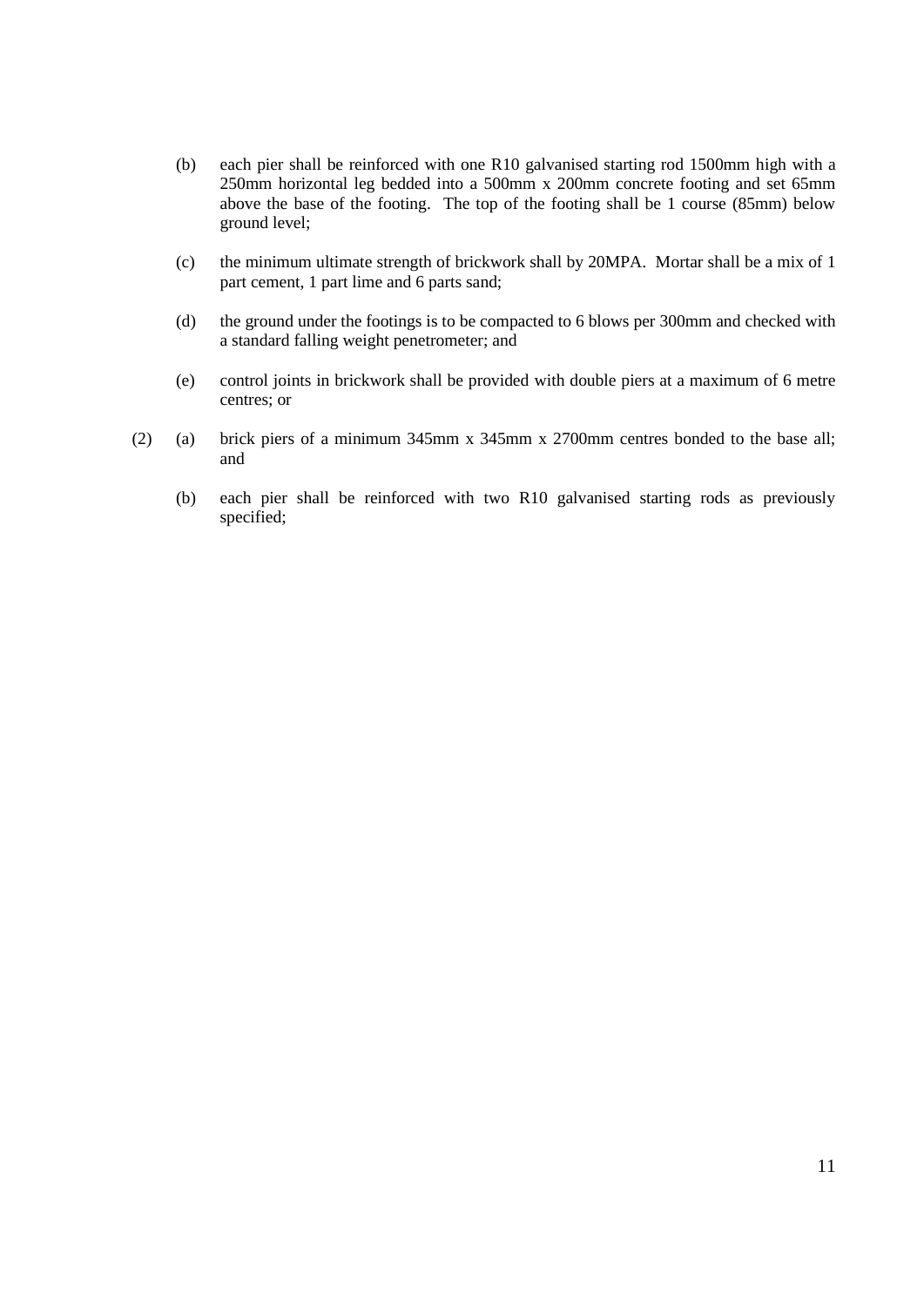(b) each pier shall be reinforced with one R10 galvanised starting rod 1500mm high with a 250mm horizontal leg bedded into a 500mm x 200mm concrete footing and set 65mm above the base of the footing. The top of the footing shall be 1 course (85mm) below ground level;

(c) the minimum ultimate strength of brickwork shall by 20MPA. Mortar shall be a mix of 1 part cement, 1 part lime and 6 parts sand;

(d) the ground under the footings is to be compacted to 6 blows per 300mm and checked with a standard falling weight penetrometer; and

(e) control joints in brickwork shall be provided with double piers at a maximum of 6 metre centres; or

(2) (a) brick piers of a minimum 345mm x 345mm x 2700mm centres bonded to the base all; and

(b) each pier shall be reinforced with two R10 galvanised starting rods as previously specified;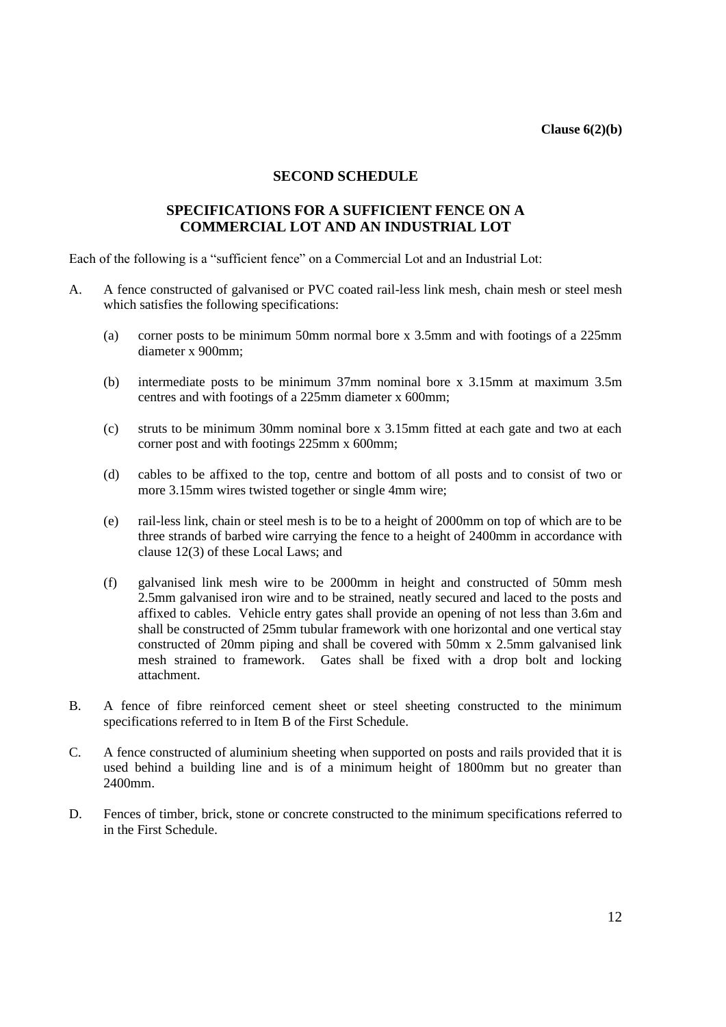**Clause 6(2)(b)**

# SECOND SCHEDULE

## SPECIFICATIONS FOR A SUFFICIENT FENCE ON A COMMERCIAL LOT AND AN INDUSTRIAL LOT

Each of the following is a "sufficient fence" on a Commercial Lot and an Industrial Lot:

A. A fence constructed of galvanised or PVC coated rail-less link mesh, chain mesh or steel mesh which satisfies the following specifications:

   (a) corner posts to be minimum 50mm normal bore x 3.5mm and with footings of a 225mm diameter x 900mm;

   (b) intermediate posts to be minimum 37mm nominal bore x 3.15mm at maximum 3.5m centres and with footings of a 225mm diameter x 600mm;

   (c) struts to be minimum 30mm nominal bore x 3.15mm fitted at each gate and two at each corner post and with footings 225mm x 600mm;

   (d) cables to be affixed to the top, centre and bottom of all posts and to consist of two or more 3.15mm wires twisted together or single 4mm wire;

   (e) rail-less link, chain or steel mesh is to be to a height of 2000mm on top of which are to be three strands of barbed wire carrying the fence to a height of 2400mm in accordance with clause 12(3) of these Local Laws; and

   (f) galvanised link mesh wire to be 2000mm in height and constructed of 50mm mesh 2.5mm galvanised iron wire and to be strained, neatly secured and laced to the posts and affixed to cables. Vehicle entry gates shall provide an opening of not less than 3.6m and shall be constructed of 25mm tubular framework with one horizontal and one vertical stay constructed of 20mm piping and shall be covered with 50mm x 2.5mm galvanised link mesh strained to framework. Gates shall be fixed with a drop bolt and locking attachment.

B. A fence of fibre reinforced cement sheet or steel sheeting constructed to the minimum specifications referred to in Item B of the First Schedule.

C. A fence constructed of aluminium sheeting when supported on posts and rails provided that it is used behind a building line and is of a minimum height of 1800mm but no greater than 2400mm.

D. Fences of timber, brick, stone or concrete constructed to the minimum specifications referred to in the First Schedule.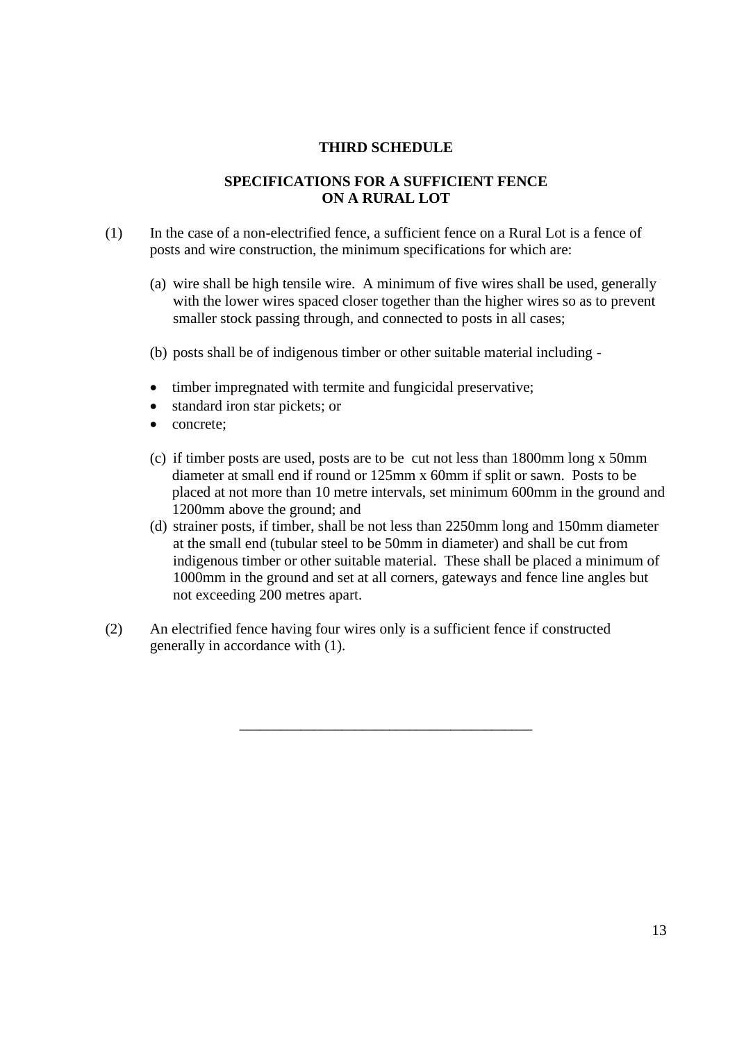## THIRD SCHEDULE

### SPECIFICATIONS FOR A SUFFICIENT FENCE ON A RURAL LOT

(1) In the case of a non-electrified fence, a sufficient fence on a Rural Lot is a fence of posts and wire construction, the minimum specifications for which are:

(a) wire shall be high tensile wire. A minimum of five wires shall be used, generally with the lower wires spaced closer together than the higher wires so as to prevent smaller stock passing through, and connected to posts in all cases;

(b) posts shall be of indigenous timber or other suitable material including -

- timber impregnated with termite and fungicidal preservative;
- standard iron star pickets; or
- concrete;

(c) if timber posts are used, posts are to be cut not less than 1800mm long x 50mm diameter at small end if round or 125mm x 60mm if split or sawn. Posts to be placed at not more than 10 metre intervals, set minimum 600mm in the ground and 1200mm above the ground; and

(d) strainer posts, if timber, shall be not less than 2250mm long and 150mm diameter at the small end (tubular steel to be 50mm in diameter) and shall be cut from indigenous timber or other suitable material. These shall be placed a minimum of 1000mm in the ground and set at all corners, gateways and fence line angles but not exceeding 200 metres apart.

(2) An electrified fence having four wires only is a sufficient fence if constructed generally in accordance with (1).

---